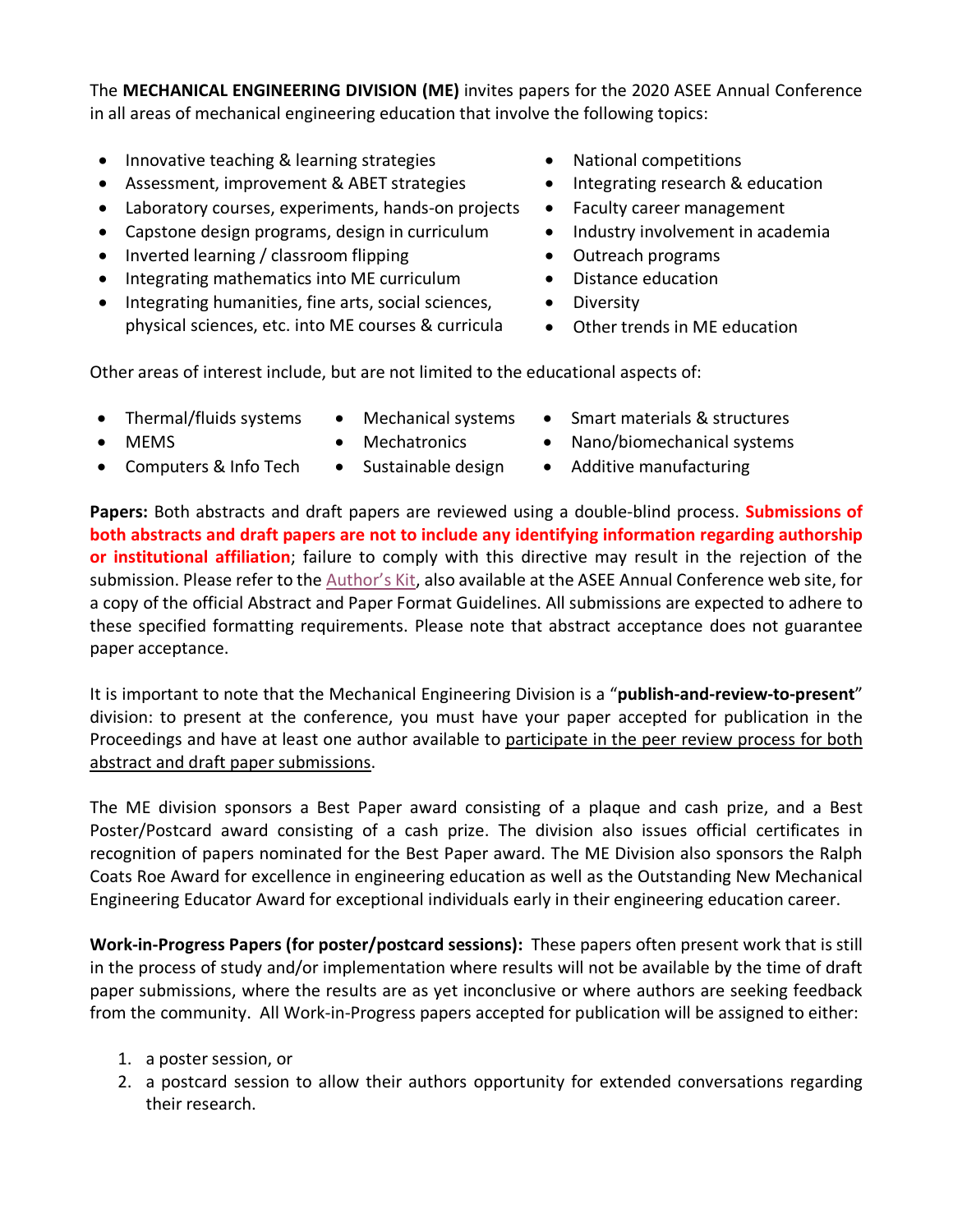The **MECHANICAL ENGINEERING DIVISION (ME)** invites papers for the 2020 ASEE Annual Conference in all areas of mechanical engineering education that involve the following topics:

- Innovative teaching & learning strategies
- Assessment, improvement & ABET strategies
- Laboratory courses, experiments, hands-on projects
- Capstone design programs, design in curriculum
- Inverted learning / classroom flipping
- Integrating mathematics into ME curriculum
- Integrating humanities, fine arts, social sciences, physical sciences, etc. into ME courses & curricula
- National competitions
- Integrating research & education
- Faculty career management
- Industry involvement in academia
- Outreach programs
- Distance education
- Diversity
- Other trends in ME education

Other areas of interest include, but are not limited to the educational aspects of:

- Thermal/fluids systems
- MEMS
- Computers & Info Tech
- Mechanical systems
- Mechatronics
- Sustainable design
- Smart materials & structures
- Nano/biomechanical systems
- Additive manufacturing

**Papers:** Both abstracts and draft papers are reviewed using a double-blind process. **Submissions of both abstracts and draft papers are not to include any identifying information regarding authorship or institutional affiliation**; failure to comply with this directive may result in the rejection of the submission. Please refer to the Author's Kit, also available at the ASEE Annual Conference web site, for a copy of the official Abstract and Paper Format Guidelines. All submissions are expected to adhere to these specified formatting requirements. Please note that abstract acceptance does not guarantee paper acceptance.

It is important to note that the Mechanical Engineering Division is a "**publish-and-review-to-present**" division: to present at the conference, you must have your paper accepted for publication in the Proceedings and have at least one author available to participate in the peer review process for both abstract and draft paper submissions.

The ME division sponsors a Best Paper award consisting of a plaque and cash prize, and a Best Poster/Postcard award consisting of a cash prize. The division also issues official certificates in recognition of papers nominated for the Best Paper award. The ME Division also sponsors the Ralph Coats Roe Award for excellence in engineering education as well as the Outstanding New Mechanical Engineering Educator Award for exceptional individuals early in their engineering education career.

**Work-in-Progress Papers (for poster/postcard sessions):** These papers often present work that is still in the process of study and/or implementation where results will not be available by the time of draft paper submissions, where the results are as yet inconclusive or where authors are seeking feedback from the community. All Work-in-Progress papers accepted for publication will be assigned to either:

1. a poster session, or
2. a postcard session to allow their authors opportunity for extended conversations regarding their research.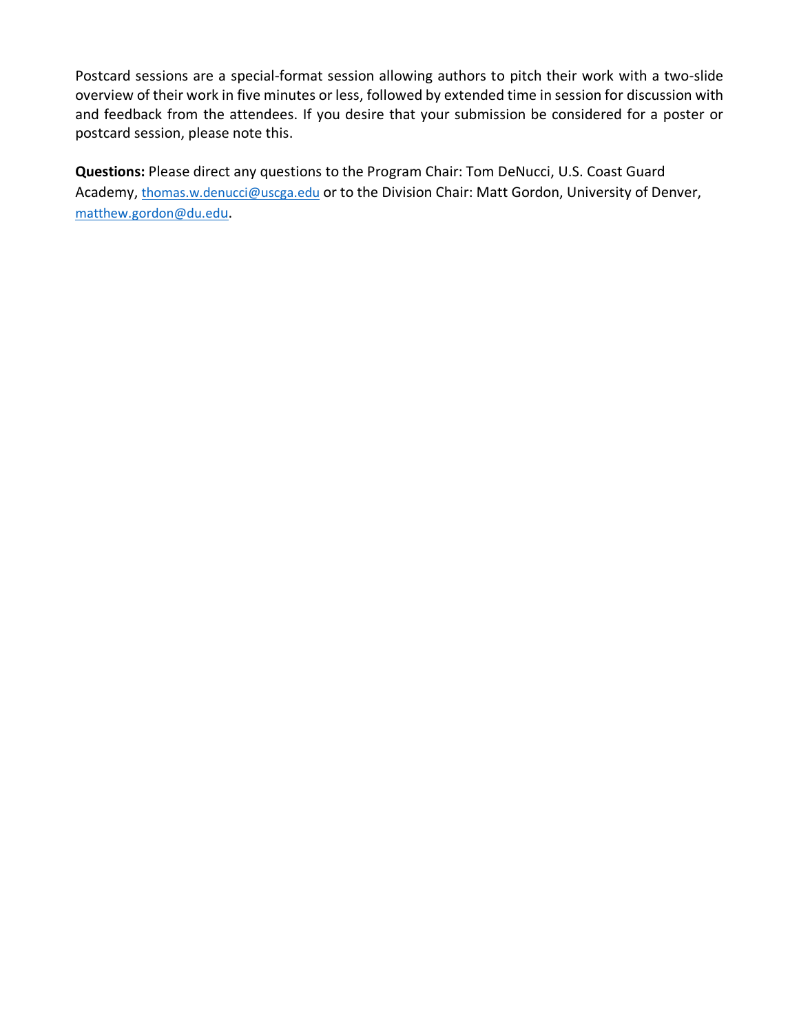Postcard sessions are a special-format session allowing authors to pitch their work with a two-slide overview of their work in five minutes or less, followed by extended time in session for discussion with and feedback from the attendees. If you desire that your submission be considered for a poster or postcard session, please note this.

**Questions:** Please direct any questions to the Program Chair: Tom DeNucci, U.S. Coast Guard Academy, thomas.w.denucci@uscga.edu or to the Division Chair: Matt Gordon, University of Denver, matthew.gordon@du.edu.